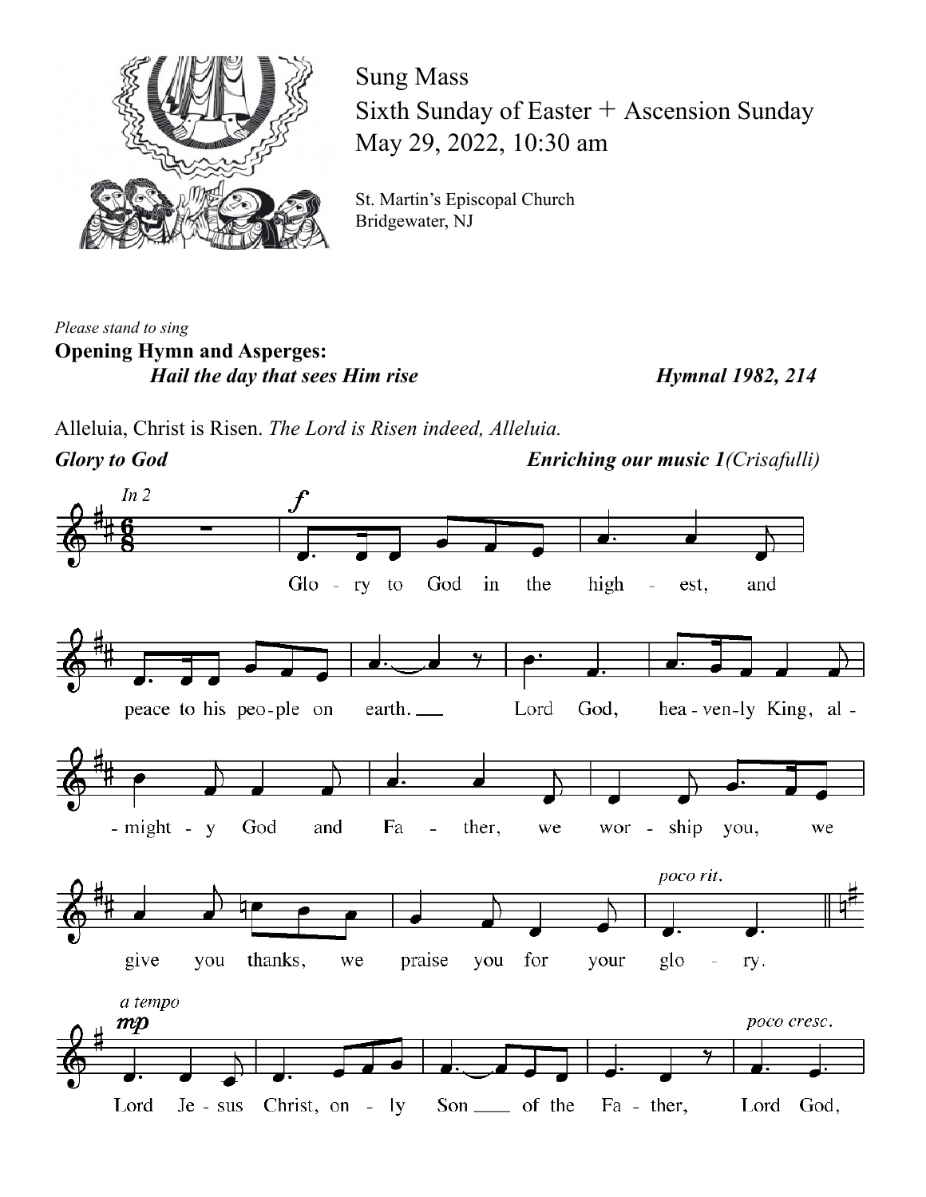Sung Mass
Sixth Sunday of Easter + Ascension Sunday
May 29, 2022, 10:30 am

St. Martin's Episcopal Church
Bridgewater, NJ

*Please stand to sing*

**Opening Hymn and Asperges:**
***Hail the day that sees Him rise*** ***Hymnal 1982, 214***

Alleluia, Christ is Risen. *The Lord is Risen indeed, Alleluia.*

***Glory to God*** ***Enriching our music 1(Crisafulli)***

Glo - ry to God in the high - est, and peace to his peo-ple on earth. Lord God, hea - ven-ly King, al - might - y God and Fa - ther, we wor - ship you, we give you thanks, we praise you for your glo - ry.

Lord Je - sus Christ, on - ly Son of the Fa - ther, Lord God,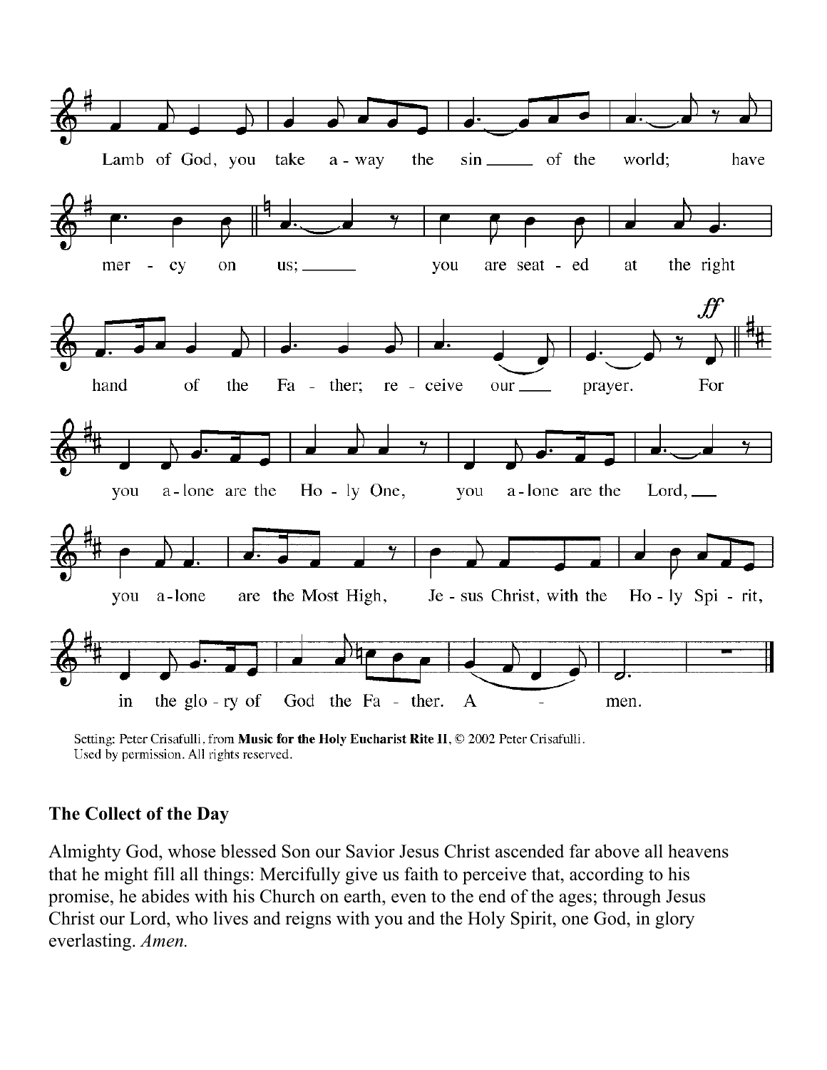Lamb of God, you take a-way the sin of the world; have mer-cy on us; you are seat-ed at the right hand of the Fa-ther; re-ceive our prayer. For you a-lone are the Ho-ly One, you a-lone are the Lord, you a-lone are the Most High, Je-sus Christ, with the Ho-ly Spi-rit, in the glo-ry of God the Fa-ther. A-men.

Setting: Peter Crisafulli, from **Music for the Holy Eucharist Rite II**, © 2002 Peter Crisafulli. Used by permission. All rights reserved.

**The Collect of the Day**

Almighty God, whose blessed Son our Savior Jesus Christ ascended far above all heavens that he might fill all things: Mercifully give us faith to perceive that, according to his promise, he abides with his Church on earth, even to the end of the ages; through Jesus Christ our Lord, who lives and reigns with you and the Holy Spirit, one God, in glory everlasting. *Amen.*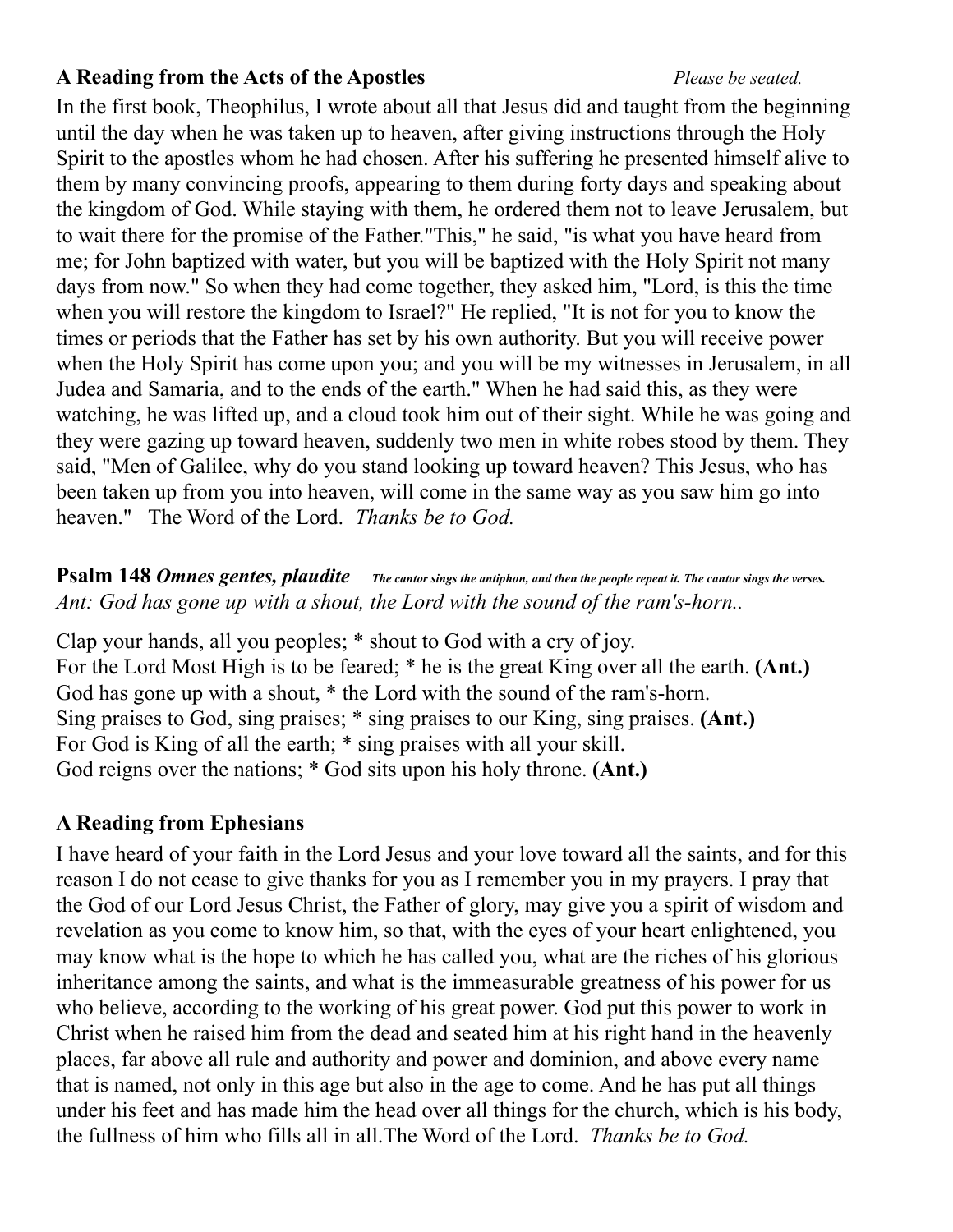**A Reading from the Acts of the Apostles** *Please be seated.*

In the first book, Theophilus, I wrote about all that Jesus did and taught from the beginning until the day when he was taken up to heaven, after giving instructions through the Holy Spirit to the apostles whom he had chosen. After his suffering he presented himself alive to them by many convincing proofs, appearing to them during forty days and speaking about the kingdom of God. While staying with them, he ordered them not to leave Jerusalem, but to wait there for the promise of the Father."This," he said, "is what you have heard from me; for John baptized with water, but you will be baptized with the Holy Spirit not many days from now." So when they had come together, they asked him, "Lord, is this the time when you will restore the kingdom to Israel?" He replied, "It is not for you to know the times or periods that the Father has set by his own authority. But you will receive power when the Holy Spirit has come upon you; and you will be my witnesses in Jerusalem, in all Judea and Samaria, and to the ends of the earth." When he had said this, as they were watching, he was lifted up, and a cloud took him out of their sight. While he was going and they were gazing up toward heaven, suddenly two men in white robes stood by them. They said, "Men of Galilee, why do you stand looking up toward heaven? This Jesus, who has been taken up from you into heaven, will come in the same way as you saw him go into heaven." The Word of the Lord. *Thanks be to God.*

**Psalm 148 *Omnes gentes, plaudite*** ***The cantor sings the antiphon, and then the people repeat it. The cantor sings the verses.***

*Ant: God has gone up with a shout, the Lord with the sound of the ram's-horn..*

Clap your hands, all you peoples; * shout to God with a cry of joy.
For the Lord Most High is to be feared; * he is the great King over all the earth. **(Ant.)**
God has gone up with a shout, * the Lord with the sound of the ram's-horn.
Sing praises to God, sing praises; * sing praises to our King, sing praises. **(Ant.)**
For God is King of all the earth; * sing praises with all your skill.
God reigns over the nations; * God sits upon his holy throne. **(Ant.)**

**A Reading from Ephesians**

I have heard of your faith in the Lord Jesus and your love toward all the saints, and for this reason I do not cease to give thanks for you as I remember you in my prayers. I pray that the God of our Lord Jesus Christ, the Father of glory, may give you a spirit of wisdom and revelation as you come to know him, so that, with the eyes of your heart enlightened, you may know what is the hope to which he has called you, what are the riches of his glorious inheritance among the saints, and what is the immeasurable greatness of his power for us who believe, according to the working of his great power. God put this power to work in Christ when he raised him from the dead and seated him at his right hand in the heavenly places, far above all rule and authority and power and dominion, and above every name that is named, not only in this age but also in the age to come. And he has put all things under his feet and has made him the head over all things for the church, which is his body, the fullness of him who fills all in all.The Word of the Lord. *Thanks be to God.*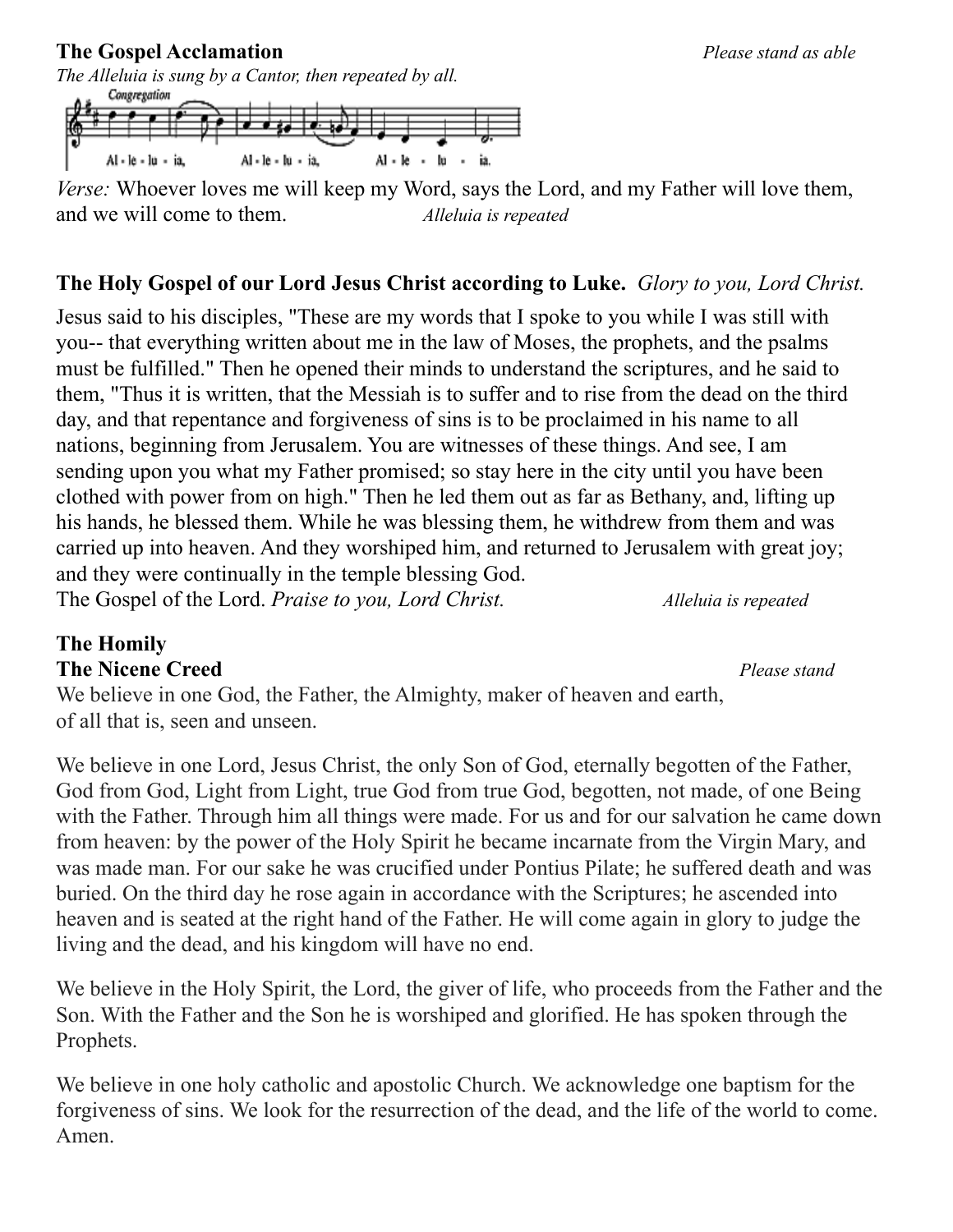**The Gospel Acclamation** *Please stand as able*

*The Alleluia is sung by a Cantor, then repeated by all.*

Congregation

Al - le - lu - ia, Al - le - lu - ia, Al - le - lu - ia.

*Verse:* Whoever loves me will keep my Word, says the Lord, and my Father will love them, and we will come to them. *Alleluia is repeated*

**The Holy Gospel of our Lord Jesus Christ according to Luke.** *Glory to you, Lord Christ.*

Jesus said to his disciples, "These are my words that I spoke to you while I was still with you-- that everything written about me in the law of Moses, the prophets, and the psalms must be fulfilled." Then he opened their minds to understand the scriptures, and he said to them, "Thus it is written, that the Messiah is to suffer and to rise from the dead on the third day, and that repentance and forgiveness of sins is to be proclaimed in his name to all nations, beginning from Jerusalem. You are witnesses of these things. And see, I am sending upon you what my Father promised; so stay here in the city until you have been clothed with power from on high." Then he led them out as far as Bethany, and, lifting up his hands, he blessed them. While he was blessing them, he withdrew from them and was carried up into heaven. And they worshiped him, and returned to Jerusalem with great joy; and they were continually in the temple blessing God.

The Gospel of the Lord. *Praise to you, Lord Christ.* *Alleluia is repeated*

**The Homily**

**The Nicene Creed** *Please stand*

We believe in one God, the Father, the Almighty, maker of heaven and earth, of all that is, seen and unseen.

We believe in one Lord, Jesus Christ, the only Son of God, eternally begotten of the Father, God from God, Light from Light, true God from true God, begotten, not made, of one Being with the Father. Through him all things were made. For us and for our salvation he came down from heaven: by the power of the Holy Spirit he became incarnate from the Virgin Mary, and was made man. For our sake he was crucified under Pontius Pilate; he suffered death and was buried. On the third day he rose again in accordance with the Scriptures; he ascended into heaven and is seated at the right hand of the Father. He will come again in glory to judge the living and the dead, and his kingdom will have no end.

We believe in the Holy Spirit, the Lord, the giver of life, who proceeds from the Father and the Son. With the Father and the Son he is worshiped and glorified. He has spoken through the Prophets.

We believe in one holy catholic and apostolic Church. We acknowledge one baptism for the forgiveness of sins. We look for the resurrection of the dead, and the life of the world to come. Amen.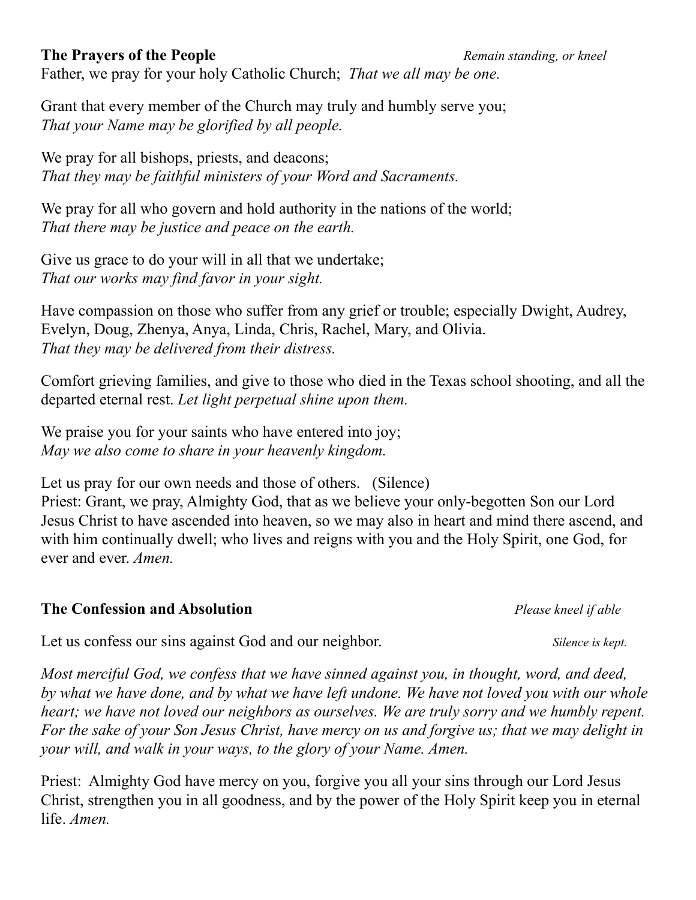**The Prayers of the People** *Remain standing, or kneel*

Father, we pray for your holy Catholic Church; *That we all may be one.*

Grant that every member of the Church may truly and humbly serve you;
*That your Name may be glorified by all people.*

We pray for all bishops, priests, and deacons;
*That they may be faithful ministers of your Word and Sacraments.*

We pray for all who govern and hold authority in the nations of the world;
*That there may be justice and peace on the earth.*

Give us grace to do your will in all that we undertake;
*That our works may find favor in your sight.*

Have compassion on those who suffer from any grief or trouble; especially Dwight, Audrey, Evelyn, Doug, Zhenya, Anya, Linda, Chris, Rachel, Mary, and Olivia.
*That they may be delivered from their distress.*

Comfort grieving families, and give to those who died in the Texas school shooting, and all the departed eternal rest. *Let light perpetual shine upon them.*

We praise you for your saints who have entered into joy;
*May we also come to share in your heavenly kingdom.*

Let us pray for our own needs and those of others. (Silence)
Priest: Grant, we pray, Almighty God, that as we believe your only-begotten Son our Lord Jesus Christ to have ascended into heaven, so we may also in heart and mind there ascend, and with him continually dwell; who lives and reigns with you and the Holy Spirit, one God, for ever and ever. *Amen.*

**The Confession and Absolution** *Please kneel if able*

Let us confess our sins against God and our neighbor. *Silence is kept.*

*Most merciful God, we confess that we have sinned against you, in thought, word, and deed, by what we have done, and by what we have left undone. We have not loved you with our whole heart; we have not loved our neighbors as ourselves. We are truly sorry and we humbly repent. For the sake of your Son Jesus Christ, have mercy on us and forgive us; that we may delight in your will, and walk in your ways, to the glory of your Name. Amen.*

Priest: Almighty God have mercy on you, forgive you all your sins through our Lord Jesus Christ, strengthen you in all goodness, and by the power of the Holy Spirit keep you in eternal life. *Amen.*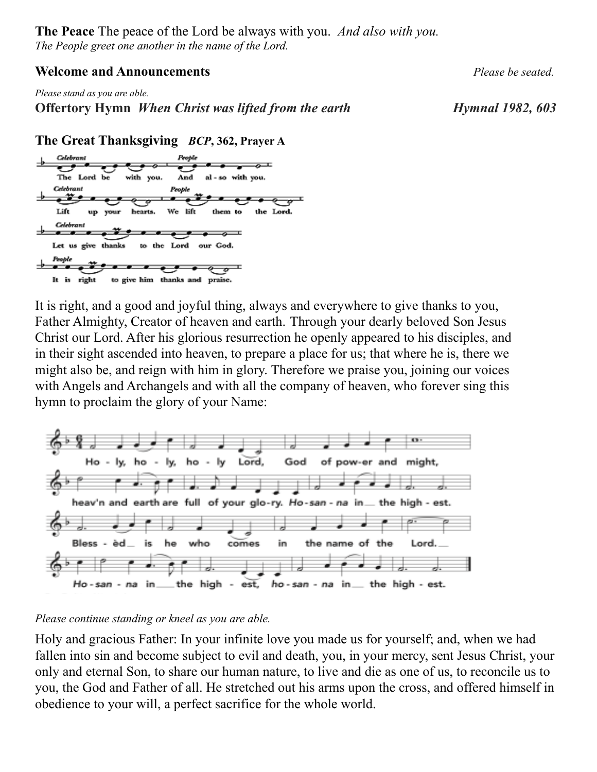**The Peace** The peace of the Lord be always with you. *And also with you.*
*The People greet one another in the name of the Lord.*

**Welcome and Announcements** *Please be seated.*

*Please stand as you are able.*
**Offertory Hymn** ***When Christ was lifted from the earth*** ***Hymnal 1982, 603***

**The Great Thanksgiving** ***BCP*, 362, Prayer A**

*Celebrant* The Lord be with you. *People* And also with you.
*Celebrant* Lift up your hearts. *People* We lift them to the Lord.
*Celebrant* Let us give thanks to the Lord our God.
*People* It is right to give him thanks and praise.

It is right, and a good and joyful thing, always and everywhere to give thanks to you, Father Almighty, Creator of heaven and earth. Through your dearly beloved Son Jesus Christ our Lord. After his glorious resurrection he openly appeared to his disciples, and in their sight ascended into heaven, to prepare a place for us; that where he is, there we might also be, and reign with him in glory. Therefore we praise you, joining our voices with Angels and Archangels and with all the company of heaven, who forever sing this hymn to proclaim the glory of your Name:

Holy, holy, holy Lord, God of power and might, heav'n and earth are full of your glory. *Hosanna in the highest.* Blessèd is he who comes in the name of the Lord. *Hosanna in the highest, hosanna in the highest.*

*Please continue standing or kneel as you are able.*

Holy and gracious Father: In your infinite love you made us for yourself; and, when we had fallen into sin and become subject to evil and death, you, in your mercy, sent Jesus Christ, your only and eternal Son, to share our human nature, to live and die as one of us, to reconcile us to you, the God and Father of all. He stretched out his arms upon the cross, and offered himself in obedience to your will, a perfect sacrifice for the whole world.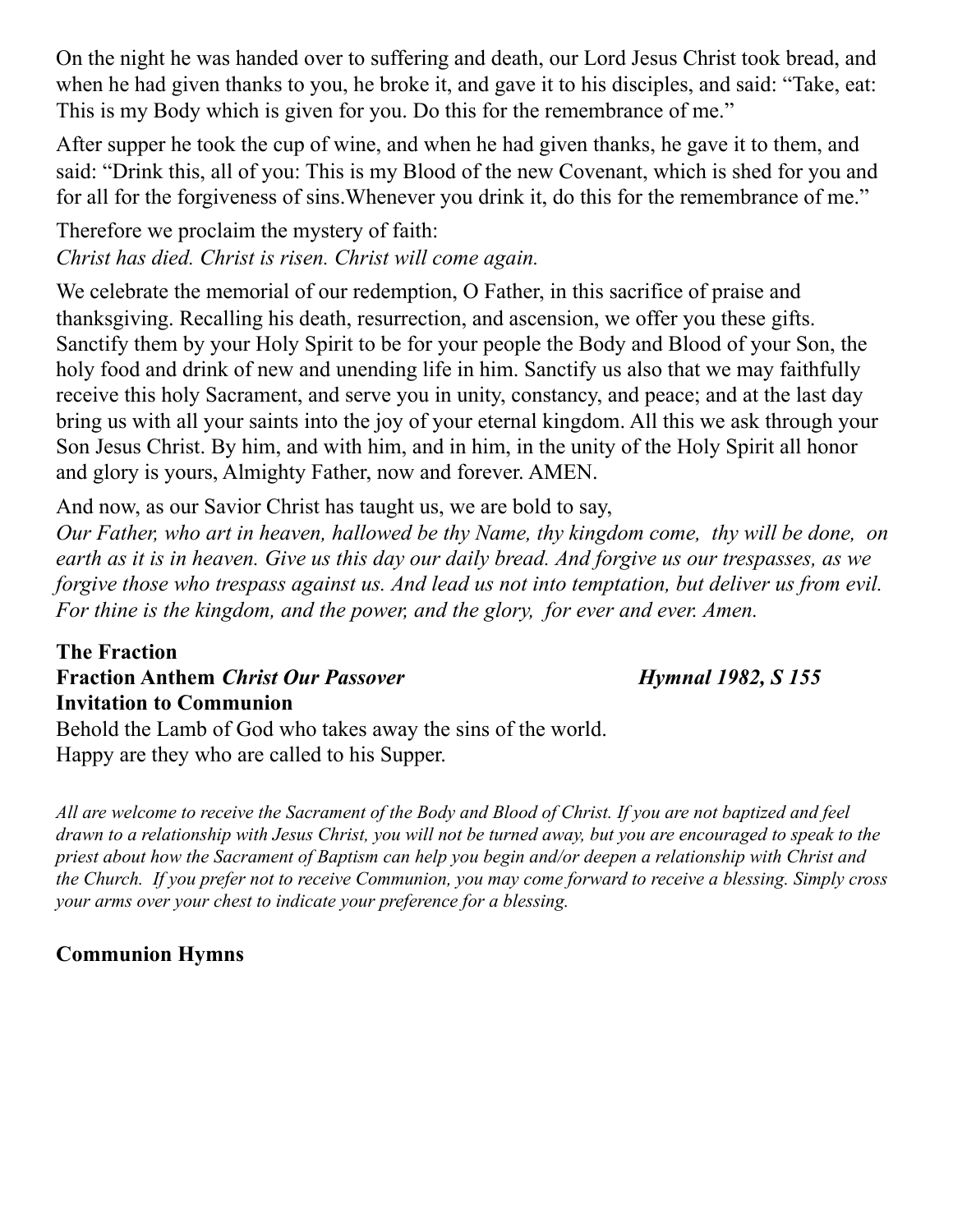On the night he was handed over to suffering and death, our Lord Jesus Christ took bread, and when he had given thanks to you, he broke it, and gave it to his disciples, and said: "Take, eat: This is my Body which is given for you. Do this for the remembrance of me."

After supper he took the cup of wine, and when he had given thanks, he gave it to them, and said: "Drink this, all of you: This is my Blood of the new Covenant, which is shed for you and for all for the forgiveness of sins.Whenever you drink it, do this for the remembrance of me."

Therefore we proclaim the mystery of faith:
*Christ has died. Christ is risen. Christ will come again.*

We celebrate the memorial of our redemption, O Father, in this sacrifice of praise and thanksgiving. Recalling his death, resurrection, and ascension, we offer you these gifts. Sanctify them by your Holy Spirit to be for your people the Body and Blood of your Son, the holy food and drink of new and unending life in him. Sanctify us also that we may faithfully receive this holy Sacrament, and serve you in unity, constancy, and peace; and at the last day bring us with all your saints into the joy of your eternal kingdom. All this we ask through your Son Jesus Christ. By him, and with him, and in him, in the unity of the Holy Spirit all honor and glory is yours, Almighty Father, now and forever. AMEN.

And now, as our Savior Christ has taught us, we are bold to say,
*Our Father, who art in heaven, hallowed be thy Name, thy kingdom come, thy will be done, on earth as it is in heaven. Give us this day our daily bread. And forgive us our trespasses, as we forgive those who trespass against us. And lead us not into temptation, but deliver us from evil. For thine is the kingdom, and the power, and the glory, for ever and ever. Amen.*

**The Fraction**
**Fraction Anthem *Christ Our Passover*** ***Hymnal 1982, S 155***
**Invitation to Communion**
Behold the Lamb of God who takes away the sins of the world.
Happy are they who are called to his Supper.

*All are welcome to receive the Sacrament of the Body and Blood of Christ. If you are not baptized and feel drawn to a relationship with Jesus Christ, you will not be turned away, but you are encouraged to speak to the priest about how the Sacrament of Baptism can help you begin and/or deepen a relationship with Christ and the Church. If you prefer not to receive Communion, you may come forward to receive a blessing. Simply cross your arms over your chest to indicate your preference for a blessing.*

**Communion Hymns**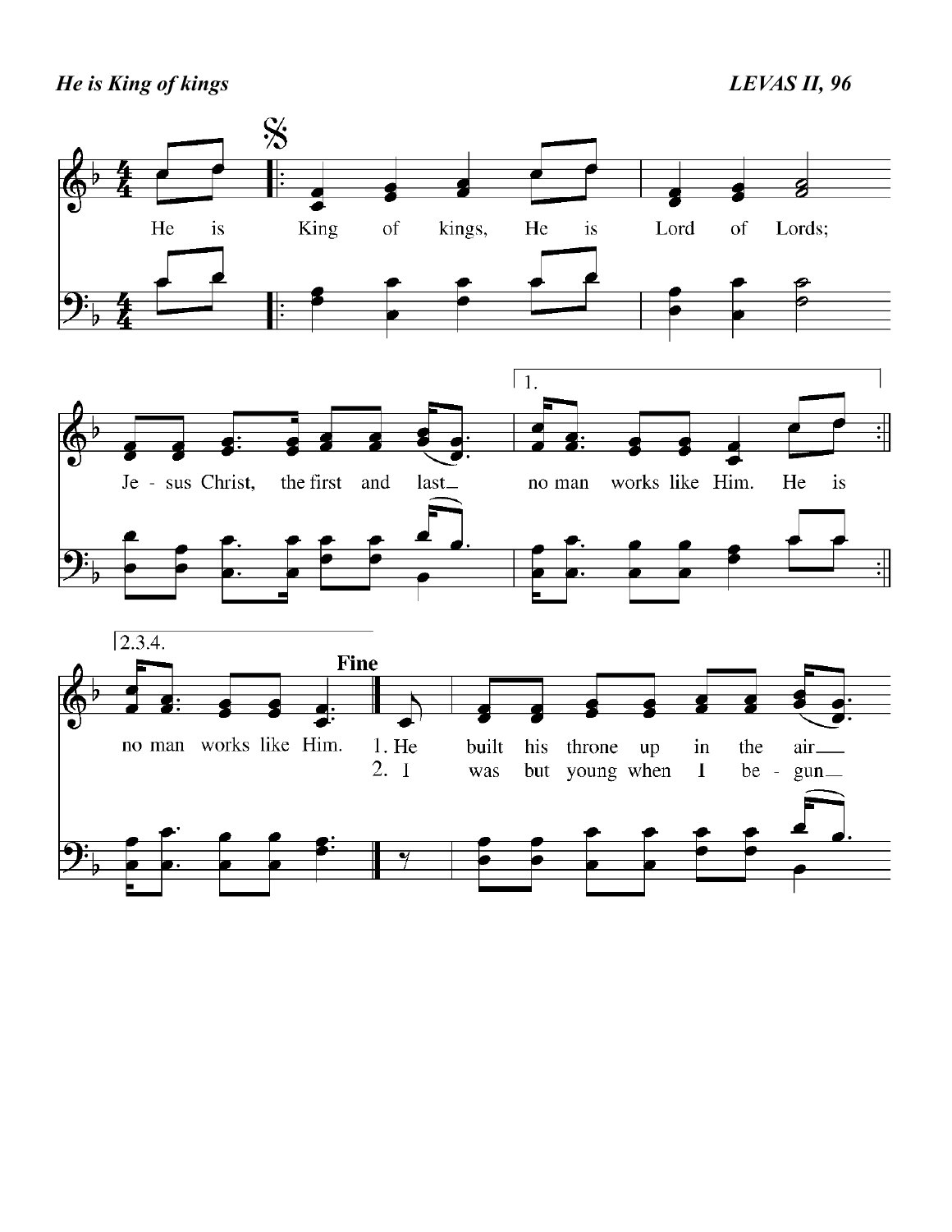***He is King of kings*** ***LEVAS II, 96***

He is King of kings, He is Lord of Lords;

Je - sus Christ, the first and last_ no man works like Him. He is

no man works like Him.

**Fine**

1. He built his throne up in the air_

2. I was but young when I be - gun_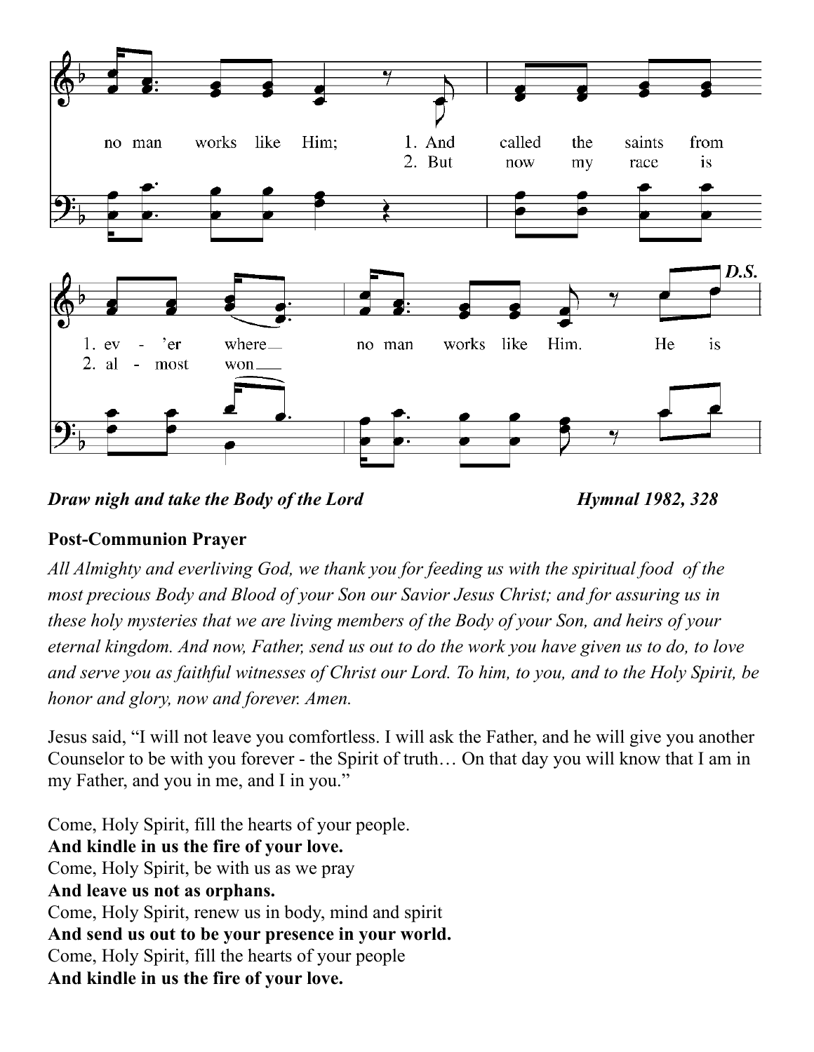no man works like Him; 1. And called the saints from
2. But now my race is

1. ev - 'er where no man works like Him. He is
2. al - most won

D.S.

***Draw nigh and take the Body of the Lord*** ***Hymnal 1982, 328***

**Post-Communion Prayer**

*All Almighty and everliving God, we thank you for feeding us with the spiritual food of the most precious Body and Blood of your Son our Savior Jesus Christ; and for assuring us in these holy mysteries that we are living members of the Body of your Son, and heirs of your eternal kingdom. And now, Father, send us out to do the work you have given us to do, to love and serve you as faithful witnesses of Christ our Lord. To him, to you, and to the Holy Spirit, be honor and glory, now and forever. Amen.*

Jesus said, "I will not leave you comfortless. I will ask the Father, and he will give you another Counselor to be with you forever - the Spirit of truth… On that day you will know that I am in my Father, and you in me, and I in you."

Come, Holy Spirit, fill the hearts of your people.
**And kindle in us the fire of your love.**
Come, Holy Spirit, be with us as we pray
**And leave us not as orphans.**
Come, Holy Spirit, renew us in body, mind and spirit
**And send us out to be your presence in your world.**
Come, Holy Spirit, fill the hearts of your people
**And kindle in us the fire of your love.**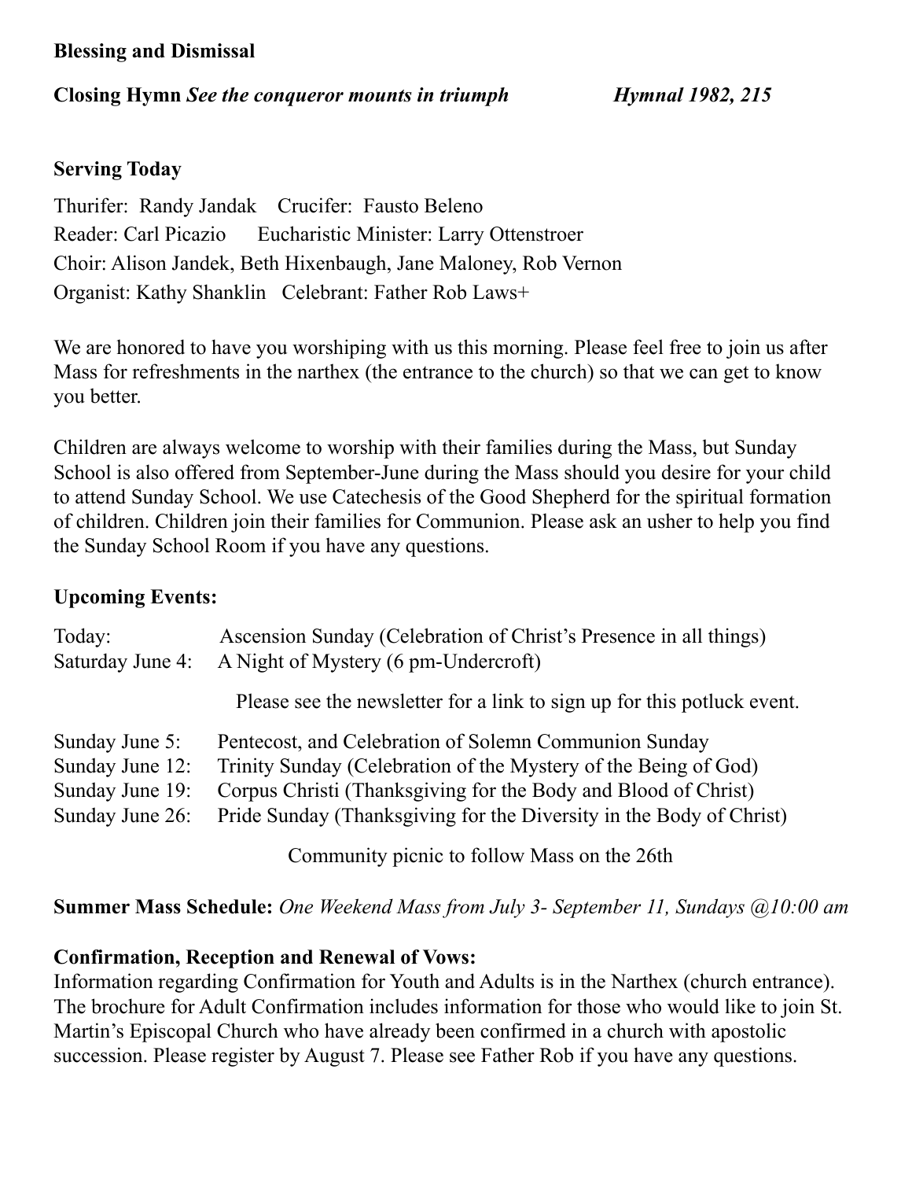**Blessing and Dismissal**

**Closing Hymn** ***See the conqueror mounts in triumph*** ***Hymnal 1982, 215***

**Serving Today**

Thurifer: Randy Jandak Crucifer: Fausto Beleno
Reader: Carl Picazio Eucharistic Minister: Larry Ottenstroer
Choir: Alison Jandek, Beth Hixenbaugh, Jane Maloney, Rob Vernon
Organist: Kathy Shanklin Celebrant: Father Rob Laws+

We are honored to have you worshiping with us this morning. Please feel free to join us after Mass for refreshments in the narthex (the entrance to the church) so that we can get to know you better.

Children are always welcome to worship with their families during the Mass, but Sunday School is also offered from September-June during the Mass should you desire for your child to attend Sunday School. We use Catechesis of the Good Shepherd for the spiritual formation of children. Children join their families for Communion. Please ask an usher to help you find the Sunday School Room if you have any questions.

**Upcoming Events:**

Today: Ascension Sunday (Celebration of Christ's Presence in all things)
Saturday June 4: A Night of Mystery (6 pm-Undercroft)

Please see the newsletter for a link to sign up for this potluck event.

Sunday June 5: Pentecost, and Celebration of Solemn Communion Sunday
Sunday June 12: Trinity Sunday (Celebration of the Mystery of the Being of God)
Sunday June 19: Corpus Christi (Thanksgiving for the Body and Blood of Christ)
Sunday June 26: Pride Sunday (Thanksgiving for the Diversity in the Body of Christ)

Community picnic to follow Mass on the 26th

**Summer Mass Schedule:** *One Weekend Mass from July 3- September 11, Sundays @10:00 am*

**Confirmation, Reception and Renewal of Vows:**
Information regarding Confirmation for Youth and Adults is in the Narthex (church entrance). The brochure for Adult Confirmation includes information for those who would like to join St. Martin's Episcopal Church who have already been confirmed in a church with apostolic succession. Please register by August 7. Please see Father Rob if you have any questions.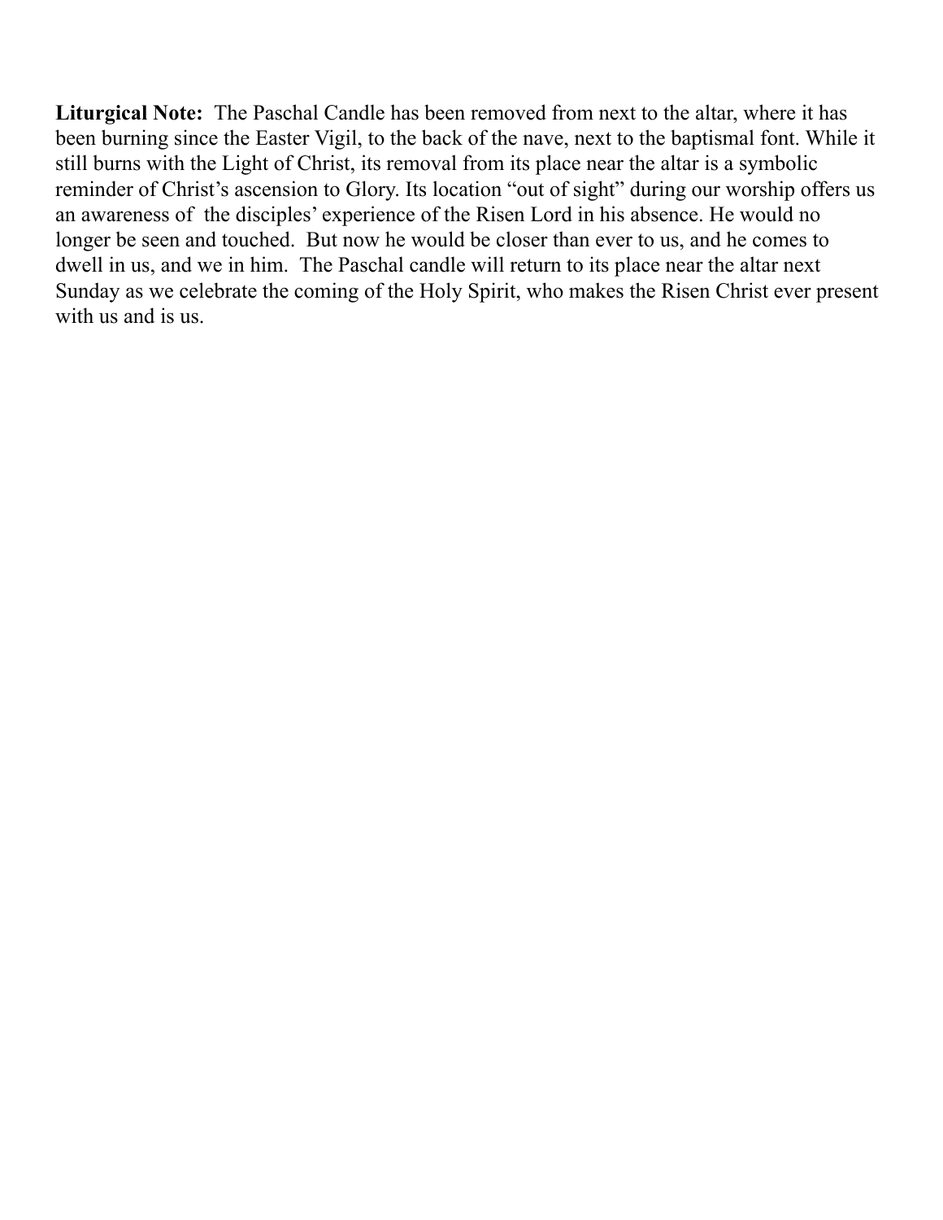**Liturgical Note:** The Paschal Candle has been removed from next to the altar, where it has been burning since the Easter Vigil, to the back of the nave, next to the baptismal font. While it still burns with the Light of Christ, its removal from its place near the altar is a symbolic reminder of Christ's ascension to Glory. Its location "out of sight" during our worship offers us an awareness of the disciples' experience of the Risen Lord in his absence. He would no longer be seen and touched. But now he would be closer than ever to us, and he comes to dwell in us, and we in him. The Paschal candle will return to its place near the altar next Sunday as we celebrate the coming of the Holy Spirit, who makes the Risen Christ ever present with us and is us.